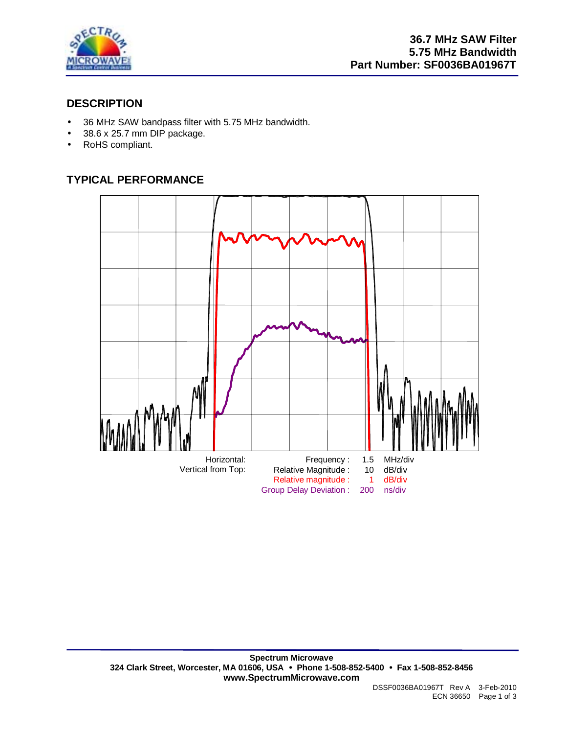# 36.7 MHz SAW Filter
# 5.75 MHz Bandwidth
# Part Number: SF0036BA01967T

## DESCRIPTION

- 36 MHz SAW bandpass filter with 5.75 MHz bandwidth.
- 38.6 x 25.7 mm DIP package.
- RoHS compliant.

## TYPICAL PERFORMANCE

| Horizontal: | Frequency : | 1.5 | MHz/div |
|---|---|---|---|
| Vertical from Top: | Relative Magnitude : | 10 | dB/div |
| | Relative magnitude : | 1 | dB/div |
| | Group Delay Deviation : | 200 | ns/div |

**Spectrum Microwave**
**324 Clark Street, Worcester, MA 01606, USA • Phone 1-508-852-5400 • Fax 1-508-852-8456**
**www.SpectrumMicrowave.com**

DSSF0036BA01967T Rev A 3-Feb-2010
ECN 36650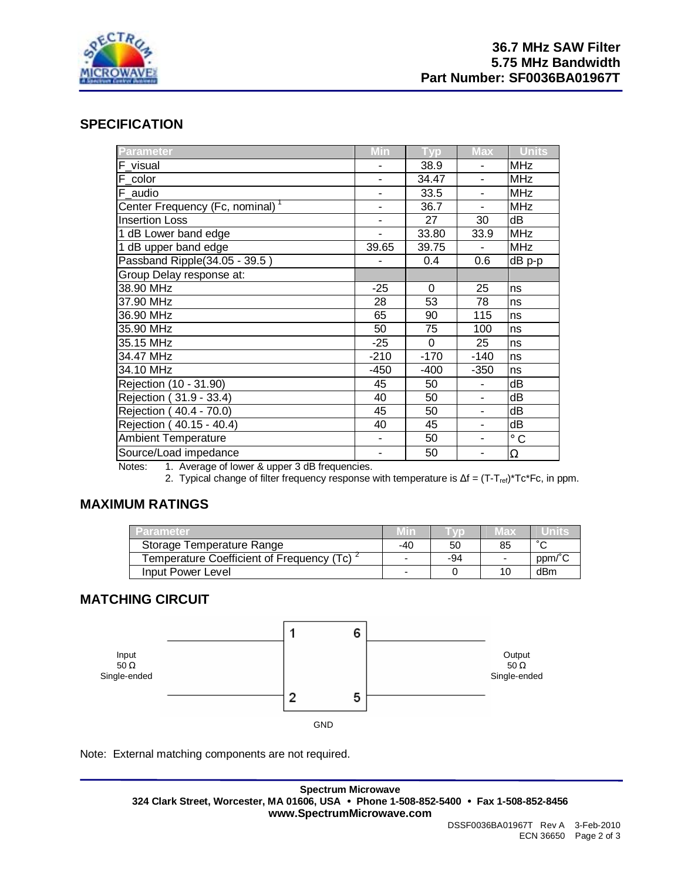**36.7 MHz SAW Filter**
**5.75 MHz Bandwidth**
**Part Number: SF0036BA01967T**

## SPECIFICATION

| Parameter | Min | Typ | Max | Units |
|---|---|---|---|---|
| F_visual | - | 38.9 | - | MHz |
| F_color | - | 34.47 | - | MHz |
| F_audio | - | 33.5 | - | MHz |
| Center Frequency (Fc, nominal) [1] | - | 36.7 | - | MHz |
| Insertion Loss | - | 27 | 30 | dB |
| 1 dB Lower band edge | - | 33.80 | 33.9 | MHz |
| 1 dB upper band edge | 39.65 | 39.75 | - | MHz |
| Passband Ripple(34.05 - 39.5 ) | - | 0.4 | 0.6 | dB p-p |
| Group Delay response at: | | | | |
| 38.90 MHz | -25 | 0 | 25 | ns |
| 37.90 MHz | 28 | 53 | 78 | ns |
| 36.90 MHz | 65 | 90 | 115 | ns |
| 35.90 MHz | 50 | 75 | 100 | ns |
| 35.15 MHz | -25 | 0 | 25 | ns |
| 34.47 MHz | -210 | -170 | -140 | ns |
| 34.10 MHz | -450 | -400 | -350 | ns |
| Rejection (10 - 31.90) | 45 | 50 | - | dB |
| Rejection ( 31.9 - 33.4) | 40 | 50 | - | dB |
| Rejection ( 40.4 - 70.0) | 45 | 50 | - | dB |
| Rejection ( 40.15 - 40.4) | 40 | 45 | - | dB |
| Ambient Temperature | - | 50 | - | ° C |
| Source/Load impedance | - | 50 | - | Ω |

Notes: 1. Average of lower & upper 3 dB frequencies.

2. Typical change of filter frequency response with temperature is $\Delta f = (T-T_{ref})*Tc*Fc$, in ppm.

## MAXIMUM RATINGS

| Parameter | Min | Typ | Max | Units |
|---|---|---|---|---|
| Storage Temperature Range | -40 | 50 | 85 | ˚C |
| Temperature Coefficient of Frequency (Tc) [2] | - | -94 | - | ppm/˚C |
| Input Power Level | - | 0 | 10 | dBm |

## MATCHING CIRCUIT

Input 50 Ω Single-ended — pins 1, 2 | pins 6, 5 — Output 50 Ω Single-ended

GND

Note: External matching components are not required.

**Spectrum Microwave**
**324 Clark Street, Worcester, MA 01606, USA • Phone 1-508-852-5400 • Fax 1-508-852-8456**
**www.SpectrumMicrowave.com**

DSSF0036BA01967T Rev A 3-Feb-2010
ECN 36650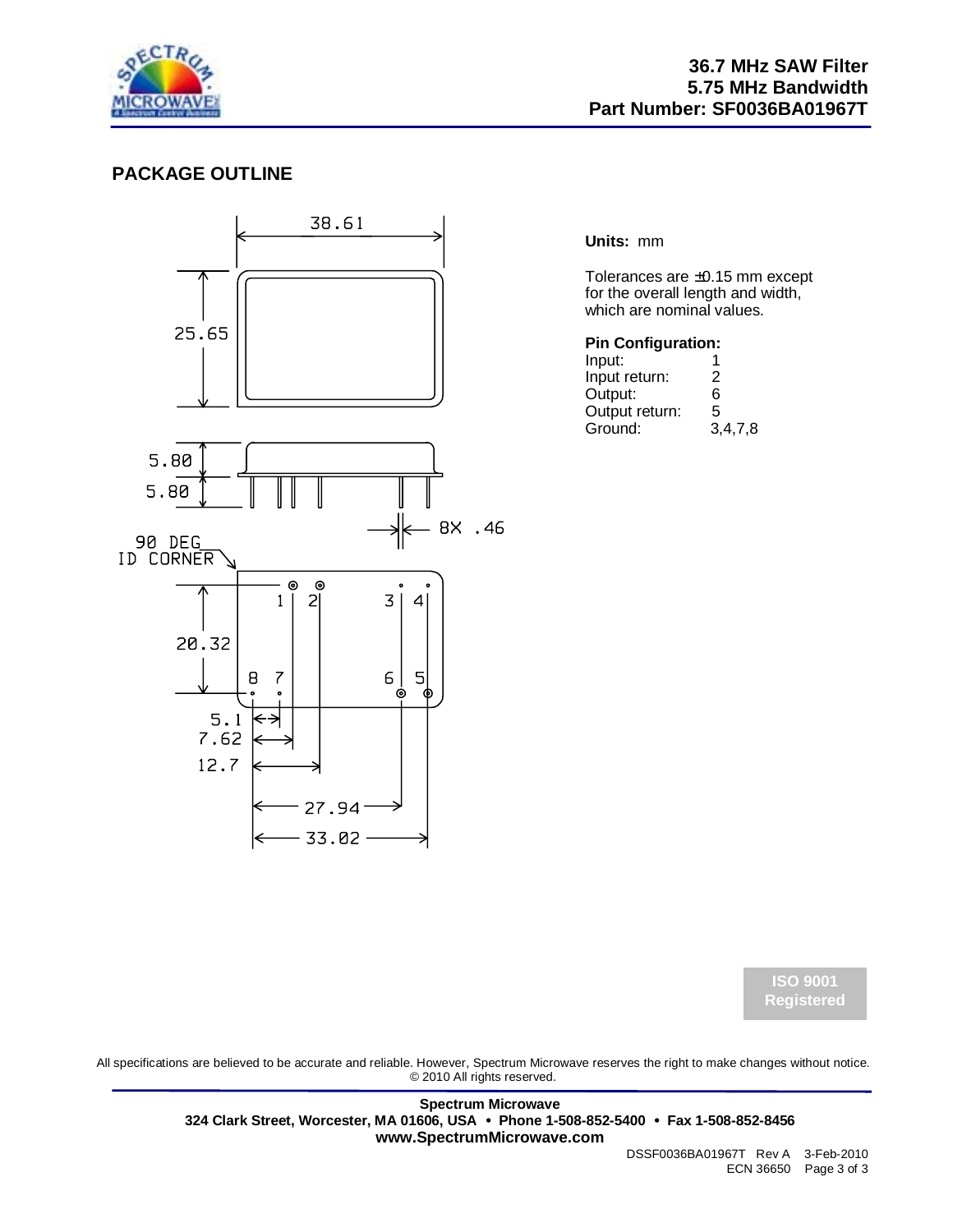## PACKAGE OUTLINE

38.61

25.65

5.80

5.80

8X .46

90 DEG ID CORNER

1 2 3 4

20.32

8 7 6 5

5.1

7.62

12.7

27.94

33.02

**Units:** mm

Tolerances are ±0.15 mm except for the overall length and width, which are nominal values.

**Pin Configuration:**

| | |
|---|---|
| Input: | 1 |
| Input return: | 2 |
| Output: | 6 |
| Output return: | 5 |
| Ground: | 3,4,7,8 |

ISO 9001 Registered

All specifications are believed to be accurate and reliable. However, Spectrum Microwave reserves the right to make changes without notice. © 2010 All rights reserved.

**Spectrum Microwave**
**324 Clark Street, Worcester, MA 01606, USA • Phone 1-508-852-5400 • Fax 1-508-852-8456**
**www.SpectrumMicrowave.com**

DSSF0036BA01967T Rev A 3-Feb-2010
ECN 36650